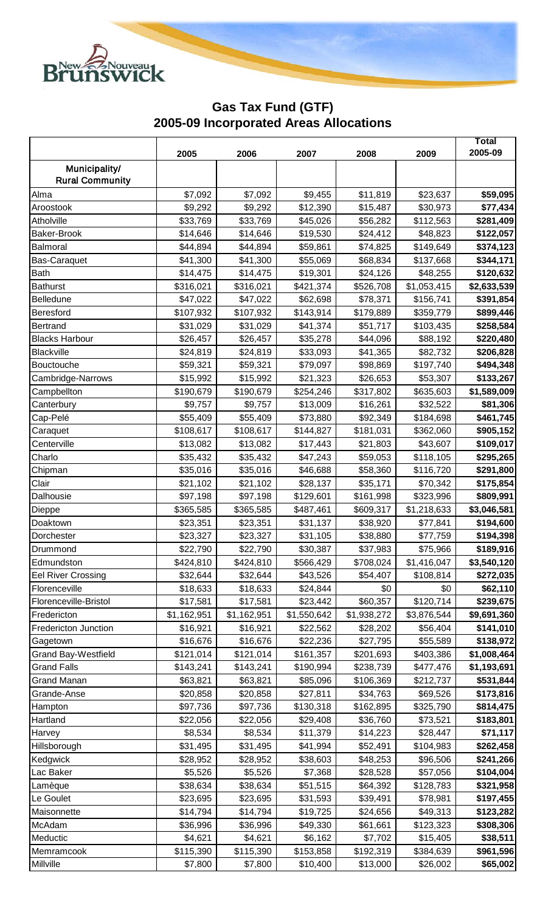# Gas Tax Fund (GTF)

## 2005-09 Incorporated Areas Allocations

| Municipality/ Rural Community | 2005 | 2006 | 2007 | 2008 | 2009 | Total 2005-09 |
|---|---|---|---|---|---|---|
| Alma | $7,092 | $7,092 | $9,455 | $11,819 | $23,637 | **$59,095** |
| Aroostook | $9,292 | $9,292 | $12,390 | $15,487 | $30,973 | **$77,434** |
| Atholville | $33,769 | $33,769 | $45,026 | $56,282 | $112,563 | **$281,409** |
| Baker-Brook | $14,646 | $14,646 | $19,530 | $24,412 | $48,823 | **$122,057** |
| Balmoral | $44,894 | $44,894 | $59,861 | $74,825 | $149,649 | **$374,123** |
| Bas-Caraquet | $41,300 | $41,300 | $55,069 | $68,834 | $137,668 | **$344,171** |
| Bath | $14,475 | $14,475 | $19,301 | $24,126 | $48,255 | **$120,632** |
| Bathurst | $316,021 | $316,021 | $421,374 | $526,708 | $1,053,415 | **$2,633,539** |
| Belledune | $47,022 | $47,022 | $62,698 | $78,371 | $156,741 | **$391,854** |
| Beresford | $107,932 | $107,932 | $143,914 | $179,889 | $359,779 | **$899,446** |
| Bertrand | $31,029 | $31,029 | $41,374 | $51,717 | $103,435 | **$258,584** |
| Blacks Harbour | $26,457 | $26,457 | $35,278 | $44,096 | $88,192 | **$220,480** |
| Blackville | $24,819 | $24,819 | $33,093 | $41,365 | $82,732 | **$206,828** |
| Bouctouche | $59,321 | $59,321 | $79,097 | $98,869 | $197,740 | **$494,348** |
| Cambridge-Narrows | $15,992 | $15,992 | $21,323 | $26,653 | $53,307 | **$133,267** |
| Campbellton | $190,679 | $190,679 | $254,246 | $317,802 | $635,603 | **$1,589,009** |
| Canterbury | $9,757 | $9,757 | $13,009 | $16,261 | $32,522 | **$81,306** |
| Cap-Pelé | $55,409 | $55,409 | $73,880 | $92,349 | $184,698 | **$461,745** |
| Caraquet | $108,617 | $108,617 | $144,827 | $181,031 | $362,060 | **$905,152** |
| Centerville | $13,082 | $13,082 | $17,443 | $21,803 | $43,607 | **$109,017** |
| Charlo | $35,432 | $35,432 | $47,243 | $59,053 | $118,105 | **$295,265** |
| Chipman | $35,016 | $35,016 | $46,688 | $58,360 | $116,720 | **$291,800** |
| Clair | $21,102 | $21,102 | $28,137 | $35,171 | $70,342 | **$175,854** |
| Dalhousie | $97,198 | $97,198 | $129,601 | $161,998 | $323,996 | **$809,991** |
| Dieppe | $365,585 | $365,585 | $487,461 | $609,317 | $1,218,633 | **$3,046,581** |
| Doaktown | $23,351 | $23,351 | $31,137 | $38,920 | $77,841 | **$194,600** |
| Dorchester | $23,327 | $23,327 | $31,105 | $38,880 | $77,759 | **$194,398** |
| Drummond | $22,790 | $22,790 | $30,387 | $37,983 | $75,966 | **$189,916** |
| Edmundston | $424,810 | $424,810 | $566,429 | $708,024 | $1,416,047 | **$3,540,120** |
| Eel River Crossing | $32,644 | $32,644 | $43,526 | $54,407 | $108,814 | **$272,035** |
| Florenceville | $18,633 | $18,633 | $24,844 | $0 | $0 | **$62,110** |
| Florenceville-Bristol | $17,581 | $17,581 | $23,442 | $60,357 | $120,714 | **$239,675** |
| Fredericton | $1,162,951 | $1,162,951 | $1,550,642 | $1,938,272 | $3,876,544 | **$9,691,360** |
| Fredericton Junction | $16,921 | $16,921 | $22,562 | $28,202 | $56,404 | **$141,010** |
| Gagetown | $16,676 | $16,676 | $22,236 | $27,795 | $55,589 | **$138,972** |
| Grand Bay-Westfield | $121,014 | $121,014 | $161,357 | $201,693 | $403,386 | **$1,008,464** |
| Grand Falls | $143,241 | $143,241 | $190,994 | $238,739 | $477,476 | **$1,193,691** |
| Grand Manan | $63,821 | $63,821 | $85,096 | $106,369 | $212,737 | **$531,844** |
| Grande-Anse | $20,858 | $20,858 | $27,811 | $34,763 | $69,526 | **$173,816** |
| Hampton | $97,736 | $97,736 | $130,318 | $162,895 | $325,790 | **$814,475** |
| Hartland | $22,056 | $22,056 | $29,408 | $36,760 | $73,521 | **$183,801** |
| Harvey | $8,534 | $8,534 | $11,379 | $14,223 | $28,447 | **$71,117** |
| Hillsborough | $31,495 | $31,495 | $41,994 | $52,491 | $104,983 | **$262,458** |
| Kedgwick | $28,952 | $28,952 | $38,603 | $48,253 | $96,506 | **$241,266** |
| Lac Baker | $5,526 | $5,526 | $7,368 | $28,528 | $57,056 | **$104,004** |
| Lamèque | $38,634 | $38,634 | $51,515 | $64,392 | $128,783 | **$321,958** |
| Le Goulet | $23,695 | $23,695 | $31,593 | $39,491 | $78,981 | **$197,455** |
| Maisonnette | $14,794 | $14,794 | $19,725 | $24,656 | $49,313 | **$123,282** |
| McAdam | $36,996 | $36,996 | $49,330 | $61,661 | $123,323 | **$308,306** |
| Meductic | $4,621 | $4,621 | $6,162 | $7,702 | $15,405 | **$38,511** |
| Memramcook | $115,390 | $115,390 | $153,858 | $192,319 | $384,639 | **$961,596** |
| Millville | $7,800 | $7,800 | $10,400 | $13,000 | $26,002 | **$65,002** |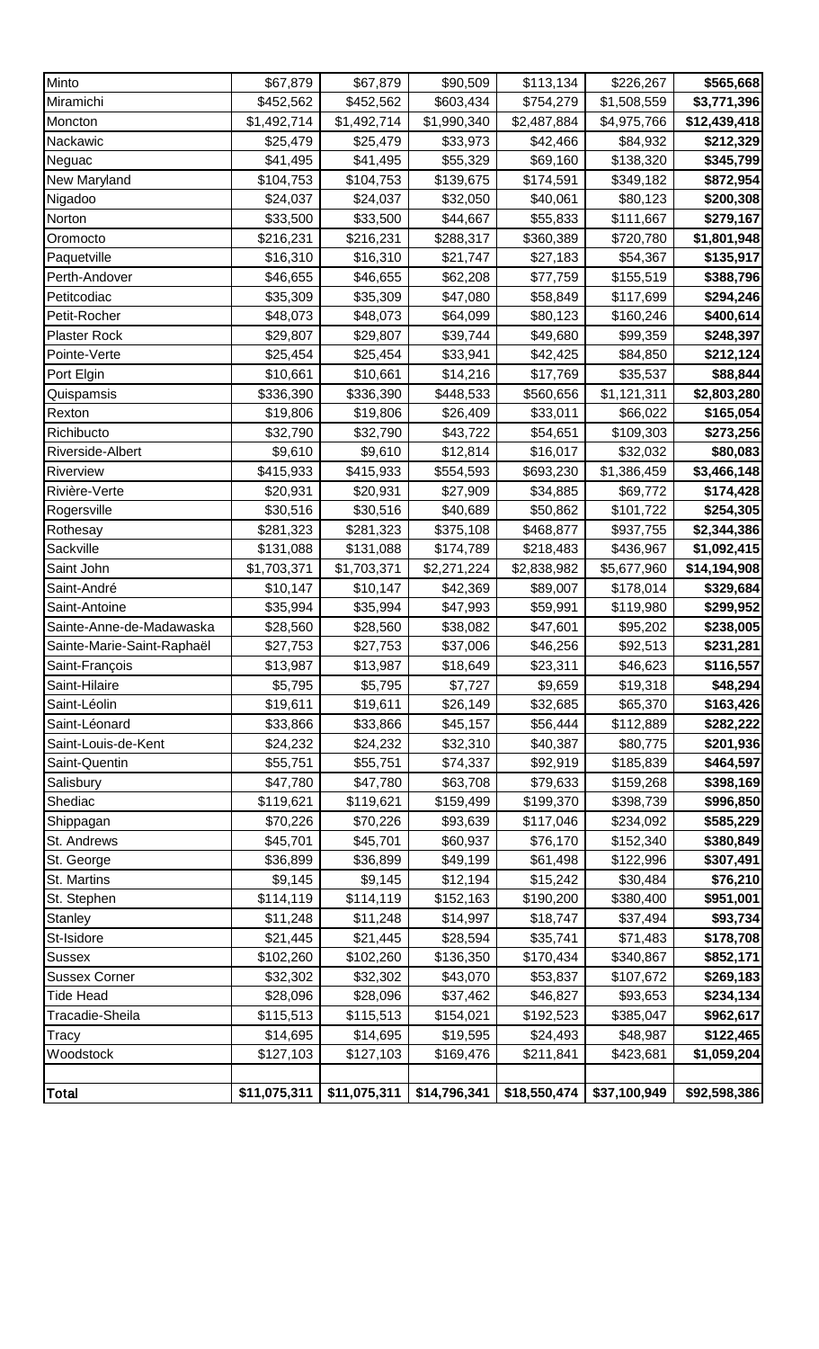| | | | | | | |
|---|---|---|---|---|---|---|
| Minto | $67,879 | $67,879 | $90,509 | $113,134 | $226,267 | **$565,668** |
| Miramichi | $452,562 | $452,562 | $603,434 | $754,279 | $1,508,559 | **$3,771,396** |
| Moncton | $1,492,714 | $1,492,714 | $1,990,340 | $2,487,884 | $4,975,766 | **$12,439,418** |
| Nackawic | $25,479 | $25,479 | $33,973 | $42,466 | $84,932 | **$212,329** |
| Neguac | $41,495 | $41,495 | $55,329 | $69,160 | $138,320 | **$345,799** |
| New Maryland | $104,753 | $104,753 | $139,675 | $174,591 | $349,182 | **$872,954** |
| Nigadoo | $24,037 | $24,037 | $32,050 | $40,061 | $80,123 | **$200,308** |
| Norton | $33,500 | $33,500 | $44,667 | $55,833 | $111,667 | **$279,167** |
| Oromocto | $216,231 | $216,231 | $288,317 | $360,389 | $720,780 | **$1,801,948** |
| Paquetville | $16,310 | $16,310 | $21,747 | $27,183 | $54,367 | **$135,917** |
| Perth-Andover | $46,655 | $46,655 | $62,208 | $77,759 | $155,519 | **$388,796** |
| Petitcodiac | $35,309 | $35,309 | $47,080 | $58,849 | $117,699 | **$294,246** |
| Petit-Rocher | $48,073 | $48,073 | $64,099 | $80,123 | $160,246 | **$400,614** |
| Plaster Rock | $29,807 | $29,807 | $39,744 | $49,680 | $99,359 | **$248,397** |
| Pointe-Verte | $25,454 | $25,454 | $33,941 | $42,425 | $84,850 | **$212,124** |
| Port Elgin | $10,661 | $10,661 | $14,216 | $17,769 | $35,537 | **$88,844** |
| Quispamsis | $336,390 | $336,390 | $448,533 | $560,656 | $1,121,311 | **$2,803,280** |
| Rexton | $19,806 | $19,806 | $26,409 | $33,011 | $66,022 | **$165,054** |
| Richibucto | $32,790 | $32,790 | $43,722 | $54,651 | $109,303 | **$273,256** |
| Riverside-Albert | $9,610 | $9,610 | $12,814 | $16,017 | $32,032 | **$80,083** |
| Riverview | $415,933 | $415,933 | $554,593 | $693,230 | $1,386,459 | **$3,466,148** |
| Rivière-Verte | $20,931 | $20,931 | $27,909 | $34,885 | $69,772 | **$174,428** |
| Rogersville | $30,516 | $30,516 | $40,689 | $50,862 | $101,722 | **$254,305** |
| Rothesay | $281,323 | $281,323 | $375,108 | $468,877 | $937,755 | **$2,344,386** |
| Sackville | $131,088 | $131,088 | $174,789 | $218,483 | $436,967 | **$1,092,415** |
| Saint John | $1,703,371 | $1,703,371 | $2,271,224 | $2,838,982 | $5,677,960 | **$14,194,908** |
| Saint-André | $10,147 | $10,147 | $42,369 | $89,007 | $178,014 | **$329,684** |
| Saint-Antoine | $35,994 | $35,994 | $47,993 | $59,991 | $119,980 | **$299,952** |
| Sainte-Anne-de-Madawaska | $28,560 | $28,560 | $38,082 | $47,601 | $95,202 | **$238,005** |
| Sainte-Marie-Saint-Raphaël | $27,753 | $27,753 | $37,006 | $46,256 | $92,513 | **$231,281** |
| Saint-François | $13,987 | $13,987 | $18,649 | $23,311 | $46,623 | **$116,557** |
| Saint-Hilaire | $5,795 | $5,795 | $7,727 | $9,659 | $19,318 | **$48,294** |
| Saint-Léolin | $19,611 | $19,611 | $26,149 | $32,685 | $65,370 | **$163,426** |
| Saint-Léonard | $33,866 | $33,866 | $45,157 | $56,444 | $112,889 | **$282,222** |
| Saint-Louis-de-Kent | $24,232 | $24,232 | $32,310 | $40,387 | $80,775 | **$201,936** |
| Saint-Quentin | $55,751 | $55,751 | $74,337 | $92,919 | $185,839 | **$464,597** |
| Salisbury | $47,780 | $47,780 | $63,708 | $79,633 | $159,268 | **$398,169** |
| Shediac | $119,621 | $119,621 | $159,499 | $199,370 | $398,739 | **$996,850** |
| Shippagan | $70,226 | $70,226 | $93,639 | $117,046 | $234,092 | **$585,229** |
| St. Andrews | $45,701 | $45,701 | $60,937 | $76,170 | $152,340 | **$380,849** |
| St. George | $36,899 | $36,899 | $49,199 | $61,498 | $122,996 | **$307,491** |
| St. Martins | $9,145 | $9,145 | $12,194 | $15,242 | $30,484 | **$76,210** |
| St. Stephen | $114,119 | $114,119 | $152,163 | $190,200 | $380,400 | **$951,001** |
| Stanley | $11,248 | $11,248 | $14,997 | $18,747 | $37,494 | **$93,734** |
| St-Isidore | $21,445 | $21,445 | $28,594 | $35,741 | $71,483 | **$178,708** |
| Sussex | $102,260 | $102,260 | $136,350 | $170,434 | $340,867 | **$852,171** |
| Sussex Corner | $32,302 | $32,302 | $43,070 | $53,837 | $107,672 | **$269,183** |
| Tide Head | $28,096 | $28,096 | $37,462 | $46,827 | $93,653 | **$234,134** |
| Tracadie-Sheila | $115,513 | $115,513 | $154,021 | $192,523 | $385,047 | **$962,617** |
| Tracy | $14,695 | $14,695 | $19,595 | $24,493 | $48,987 | **$122,465** |
| Woodstock | $127,103 | $127,103 | $169,476 | $211,841 | $423,681 | **$1,059,204** |
| | | | | | | |
| **Total** | **$11,075,311** | **$11,075,311** | **$14,796,341** | **$18,550,474** | **$37,100,949** | **$92,598,386** |